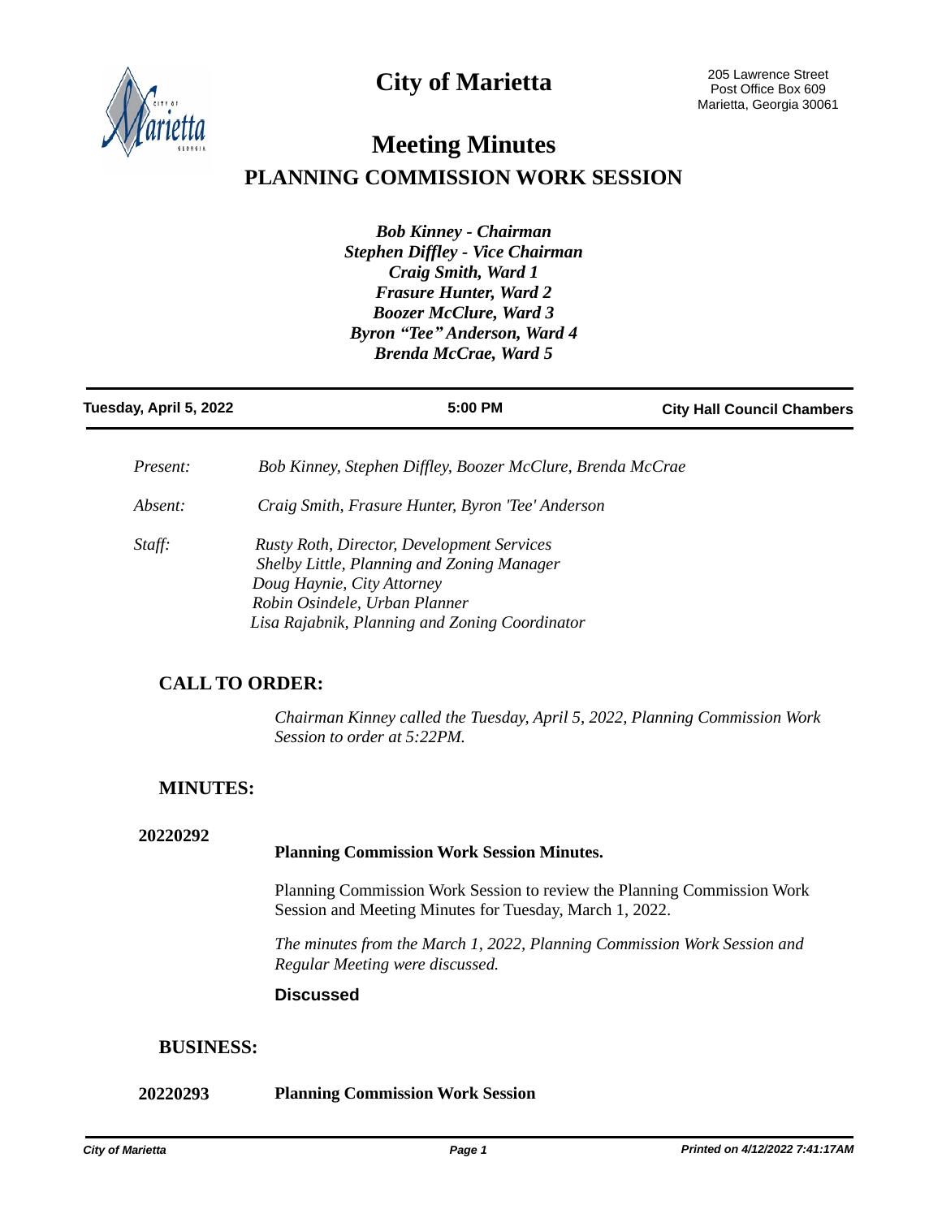# City of Marietta

205 Lawrence Street
Post Office Box 609
Marietta, Georgia 30061

# Meeting Minutes

## PLANNING COMMISSION WORK SESSION

*Bob Kinney - Chairman*
*Stephen Diffley - Vice Chairman*
*Craig Smith, Ward 1*
*Frasure Hunter, Ward 2*
*Boozer McClure, Ward 3*
*Byron "Tee" Anderson, Ward 4*
*Brenda McCrae, Ward 5*

| Tuesday, April 5, 2022 | 5:00 PM | City Hall Council Chambers |
|---|---|---|

*Present:* *Bob Kinney, Stephen Diffley, Boozer McClure, Brenda McCrae*

*Absent:* *Craig Smith, Frasure Hunter, Byron 'Tee' Anderson*

*Staff:* *Rusty Roth, Director, Development Services*
*Shelby Little, Planning and Zoning Manager*
*Doug Haynie, City Attorney*
*Robin Osindele, Urban Planner*
*Lisa Rajabnik, Planning and Zoning Coordinator*

### CALL TO ORDER:

*Chairman Kinney called the Tuesday, April 5, 2022, Planning Commission Work Session to order at 5:22PM.*

### MINUTES:

**20220292** **Planning Commission Work Session Minutes.**

Planning Commission Work Session to review the Planning Commission Work Session and Meeting Minutes for Tuesday, March 1, 2022.

*The minutes from the March 1, 2022, Planning Commission Work Session and Regular Meeting were discussed.*

**Discussed**

### BUSINESS:

**20220293** **Planning Commission Work Session**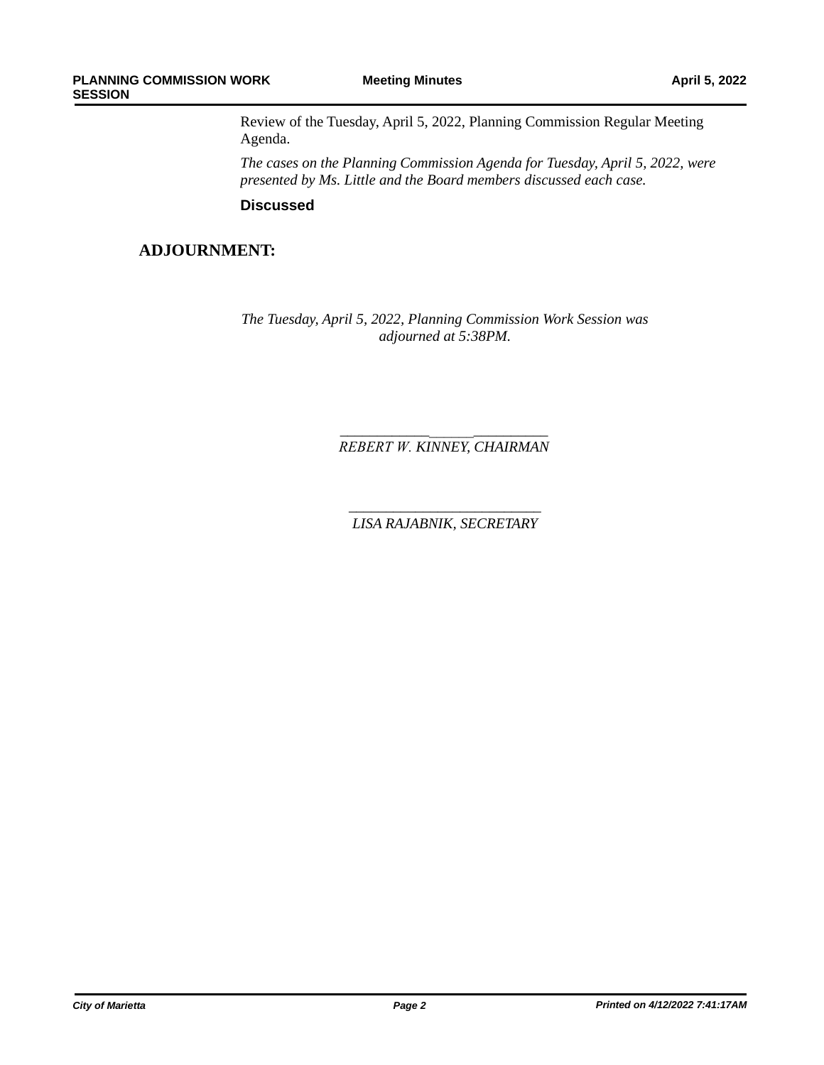Review of the Tuesday, April 5, 2022, Planning Commission Regular Meeting Agenda.

*The cases on the Planning Commission Agenda for Tuesday, April 5, 2022, were presented by Ms. Little and the Board members discussed each case.*

**Discussed**

## ADJOURNMENT:

*The Tuesday, April 5, 2022, Planning Commission Work Session was adjourned at 5:38PM.*

______________________________

*REBERT W. KINNEY, CHAIRMAN*

______________________________

*LISA RAJABNIK, SECRETARY*